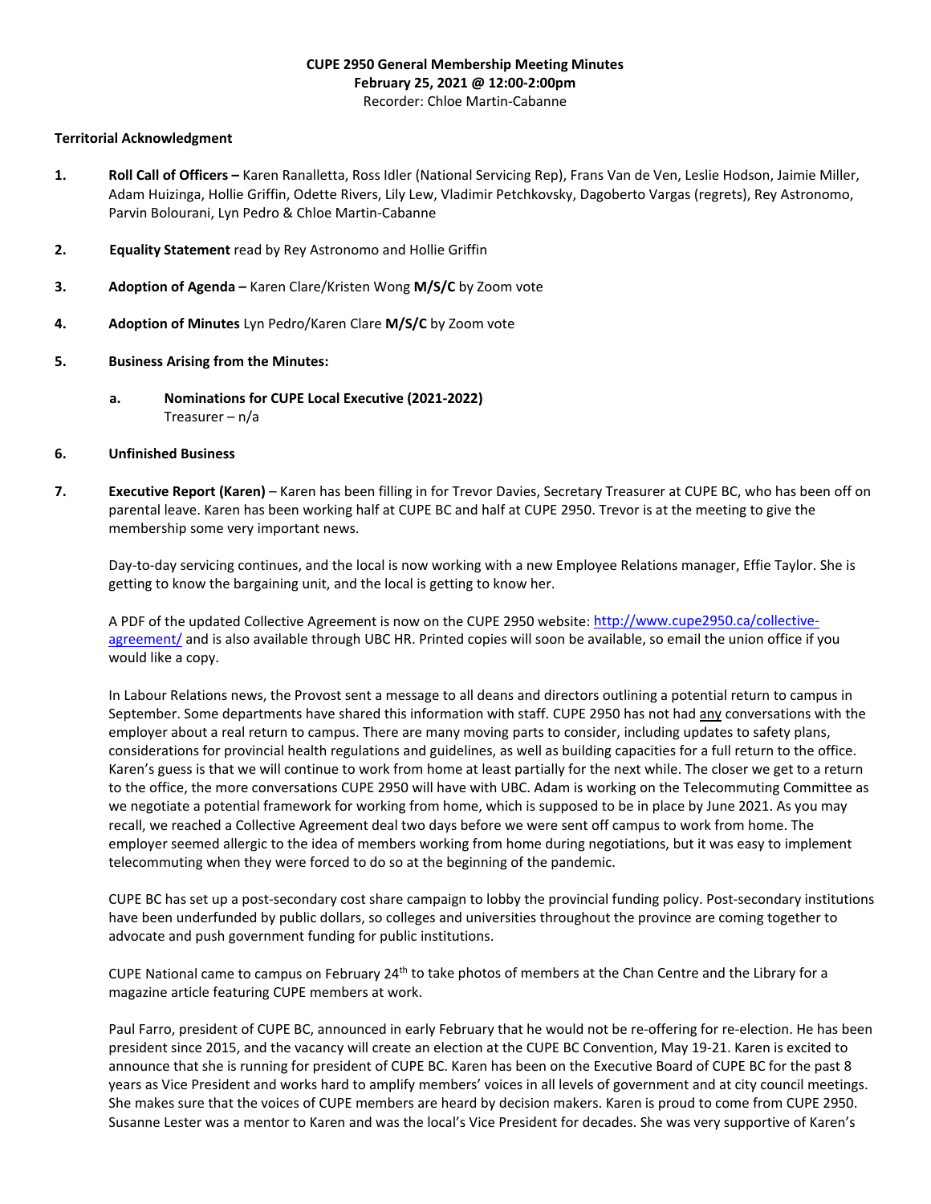**CUPE 2950 General Membership Meeting Minutes**
**February 25, 2021 @ 12:00-2:00pm**
Recorder: Chloe Martin-Cabanne

**Territorial Acknowledgment**

1. **Roll Call of Officers –** Karen Ranalletta, Ross Idler (National Servicing Rep), Frans Van de Ven, Leslie Hodson, Jaimie Miller, Adam Huizinga, Hollie Griffin, Odette Rivers, Lily Lew, Vladimir Petchkovsky, Dagoberto Vargas (regrets), Rey Astronomo, Parvin Bolourani, Lyn Pedro & Chloe Martin-Cabanne

2. **Equality Statement** read by Rey Astronomo and Hollie Griffin

3. **Adoption of Agenda –** Karen Clare/Kristen Wong **M/S/C** by Zoom vote

4. **Adoption of Minutes** Lyn Pedro/Karen Clare **M/S/C** by Zoom vote

5. **Business Arising from the Minutes:**

   a. **Nominations for CUPE Local Executive (2021-2022)**
   Treasurer – n/a

6. **Unfinished Business**

7. **Executive Report (Karen)** – Karen has been filling in for Trevor Davies, Secretary Treasurer at CUPE BC, who has been off on parental leave. Karen has been working half at CUPE BC and half at CUPE 2950. Trevor is at the meeting to give the membership some very important news.

   Day-to-day servicing continues, and the local is now working with a new Employee Relations manager, Effie Taylor. She is getting to know the bargaining unit, and the local is getting to know her.

   A PDF of the updated Collective Agreement is now on the CUPE 2950 website: [http://www.cupe2950.ca/collective-agreement/](http://www.cupe2950.ca/collective-agreement/) and is also available through UBC HR. Printed copies will soon be available, so email the union office if you would like a copy.

   In Labour Relations news, the Provost sent a message to all deans and directors outlining a potential return to campus in September. Some departments have shared this information with staff. CUPE 2950 has not had any conversations with the employer about a real return to campus. There are many moving parts to consider, including updates to safety plans, considerations for provincial health regulations and guidelines, as well as building capacities for a full return to the office. Karen's guess is that we will continue to work from home at least partially for the next while. The closer we get to a return to the office, the more conversations CUPE 2950 will have with UBC. Adam is working on the Telecommuting Committee as we negotiate a potential framework for working from home, which is supposed to be in place by June 2021. As you may recall, we reached a Collective Agreement deal two days before we were sent off campus to work from home. The employer seemed allergic to the idea of members working from home during negotiations, but it was easy to implement telecommuting when they were forced to do so at the beginning of the pandemic.

   CUPE BC has set up a post-secondary cost share campaign to lobby the provincial funding policy. Post-secondary institutions have been underfunded by public dollars, so colleges and universities throughout the province are coming together to advocate and push government funding for public institutions.

   CUPE National came to campus on February 24th to take photos of members at the Chan Centre and the Library for a magazine article featuring CUPE members at work.

   Paul Farro, president of CUPE BC, announced in early February that he would not be re-offering for re-election. He has been president since 2015, and the vacancy will create an election at the CUPE BC Convention, May 19-21. Karen is excited to announce that she is running for president of CUPE BC. Karen has been on the Executive Board of CUPE BC for the past 8 years as Vice President and works hard to amplify members' voices in all levels of government and at city council meetings. She makes sure that the voices of CUPE members are heard by decision makers. Karen is proud to come from CUPE 2950. Susanne Lester was a mentor to Karen and was the local's Vice President for decades. She was very supportive of Karen's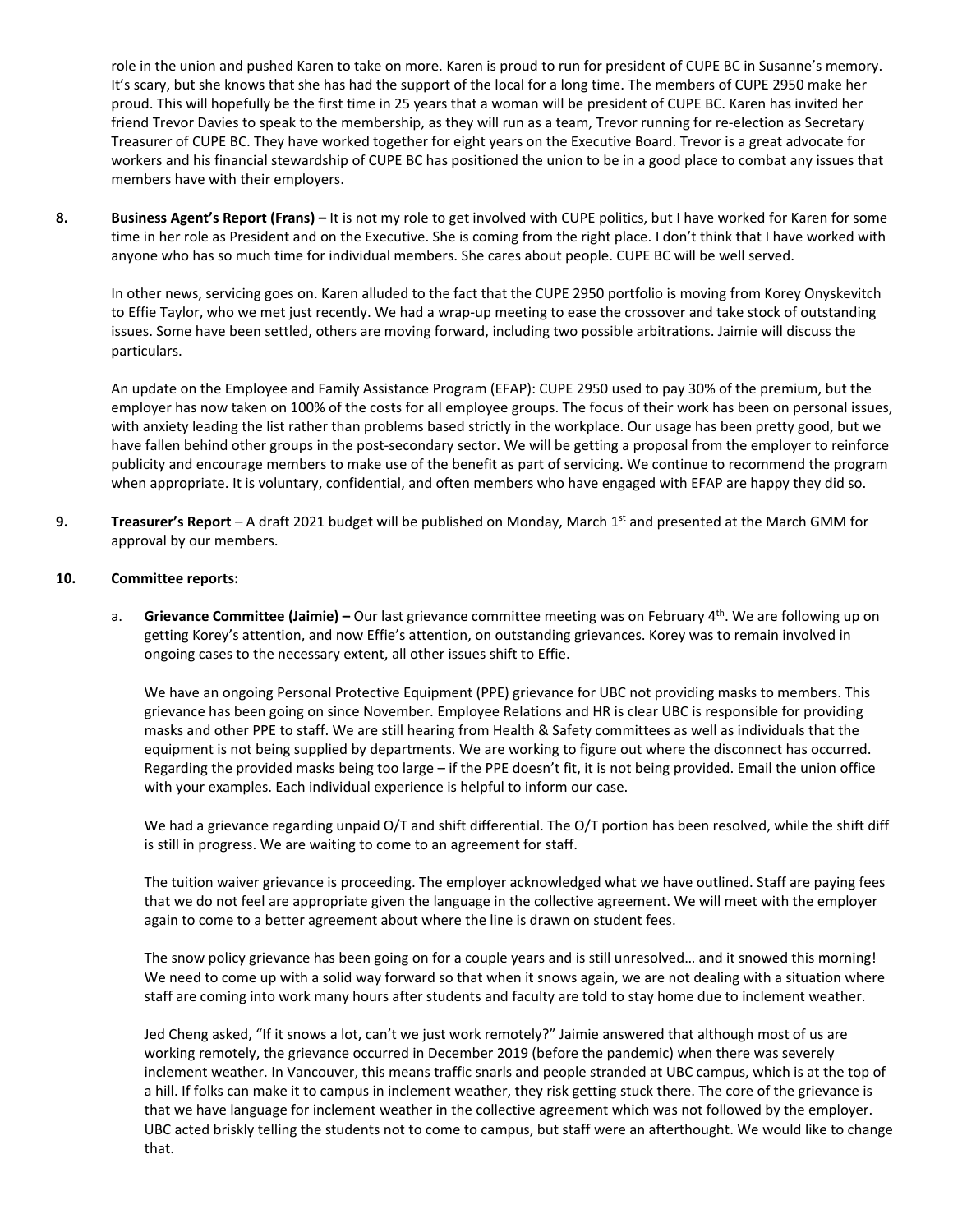role in the union and pushed Karen to take on more. Karen is proud to run for president of CUPE BC in Susanne's memory. It's scary, but she knows that she has had the support of the local for a long time. The members of CUPE 2950 make her proud. This will hopefully be the first time in 25 years that a woman will be president of CUPE BC. Karen has invited her friend Trevor Davies to speak to the membership, as they will run as a team, Trevor running for re-election as Secretary Treasurer of CUPE BC. They have worked together for eight years on the Executive Board. Trevor is a great advocate for workers and his financial stewardship of CUPE BC has positioned the union to be in a good place to combat any issues that members have with their employers.

**8. Business Agent's Report (Frans) –** It is not my role to get involved with CUPE politics, but I have worked for Karen for some time in her role as President and on the Executive. She is coming from the right place. I don't think that I have worked with anyone who has so much time for individual members. She cares about people. CUPE BC will be well served.

In other news, servicing goes on. Karen alluded to the fact that the CUPE 2950 portfolio is moving from Korey Onyskevitch to Effie Taylor, who we met just recently. We had a wrap-up meeting to ease the crossover and take stock of outstanding issues. Some have been settled, others are moving forward, including two possible arbitrations. Jaimie will discuss the particulars.

An update on the Employee and Family Assistance Program (EFAP): CUPE 2950 used to pay 30% of the premium, but the employer has now taken on 100% of the costs for all employee groups. The focus of their work has been on personal issues, with anxiety leading the list rather than problems based strictly in the workplace. Our usage has been pretty good, but we have fallen behind other groups in the post-secondary sector. We will be getting a proposal from the employer to reinforce publicity and encourage members to make use of the benefit as part of servicing. We continue to recommend the program when appropriate. It is voluntary, confidential, and often members who have engaged with EFAP are happy they did so.

**9. Treasurer's Report** – A draft 2021 budget will be published on Monday, March 1st and presented at the March GMM for approval by our members.

**10. Committee reports:**

a. **Grievance Committee (Jaimie) –** Our last grievance committee meeting was on February 4th. We are following up on getting Korey's attention, and now Effie's attention, on outstanding grievances. Korey was to remain involved in ongoing cases to the necessary extent, all other issues shift to Effie.

We have an ongoing Personal Protective Equipment (PPE) grievance for UBC not providing masks to members. This grievance has been going on since November. Employee Relations and HR is clear UBC is responsible for providing masks and other PPE to staff. We are still hearing from Health & Safety committees as well as individuals that the equipment is not being supplied by departments. We are working to figure out where the disconnect has occurred. Regarding the provided masks being too large – if the PPE doesn't fit, it is not being provided. Email the union office with your examples. Each individual experience is helpful to inform our case.

We had a grievance regarding unpaid O/T and shift differential. The O/T portion has been resolved, while the shift diff is still in progress. We are waiting to come to an agreement for staff.

The tuition waiver grievance is proceeding. The employer acknowledged what we have outlined. Staff are paying fees that we do not feel are appropriate given the language in the collective agreement. We will meet with the employer again to come to a better agreement about where the line is drawn on student fees.

The snow policy grievance has been going on for a couple years and is still unresolved… and it snowed this morning! We need to come up with a solid way forward so that when it snows again, we are not dealing with a situation where staff are coming into work many hours after students and faculty are told to stay home due to inclement weather.

Jed Cheng asked, "If it snows a lot, can't we just work remotely?" Jaimie answered that although most of us are working remotely, the grievance occurred in December 2019 (before the pandemic) when there was severely inclement weather. In Vancouver, this means traffic snarls and people stranded at UBC campus, which is at the top of a hill. If folks can make it to campus in inclement weather, they risk getting stuck there. The core of the grievance is that we have language for inclement weather in the collective agreement which was not followed by the employer. UBC acted briskly telling the students not to come to campus, but staff were an afterthought. We would like to change that.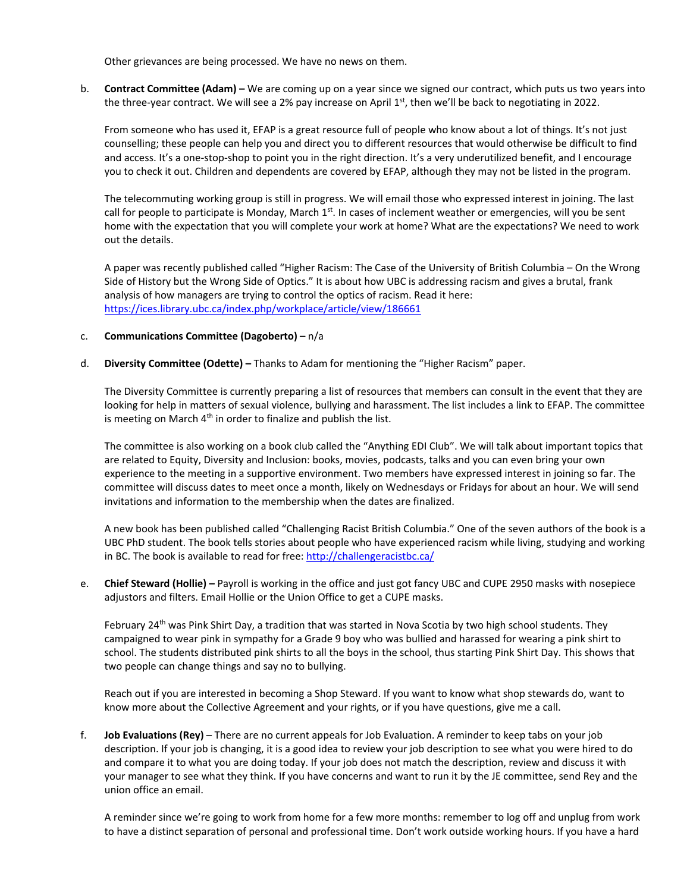Other grievances are being processed. We have no news on them.

b. **Contract Committee (Adam) –** We are coming up on a year since we signed our contract, which puts us two years into the three-year contract. We will see a 2% pay increase on April 1st, then we'll be back to negotiating in 2022.

   From someone who has used it, EFAP is a great resource full of people who know about a lot of things. It's not just counselling; these people can help you and direct you to different resources that would otherwise be difficult to find and access. It's a one-stop-shop to point you in the right direction. It's a very underutilized benefit, and I encourage you to check it out. Children and dependents are covered by EFAP, although they may not be listed in the program.

   The telecommuting working group is still in progress. We will email those who expressed interest in joining. The last call for people to participate is Monday, March 1st. In cases of inclement weather or emergencies, will you be sent home with the expectation that you will complete your work at home? What are the expectations? We need to work out the details.

   A paper was recently published called "Higher Racism: The Case of the University of British Columbia – On the Wrong Side of History but the Wrong Side of Optics." It is about how UBC is addressing racism and gives a brutal, frank analysis of how managers are trying to control the optics of racism. Read it here: https://ices.library.ubc.ca/index.php/workplace/article/view/186661

c. **Communications Committee (Dagoberto) –** n/a

d. **Diversity Committee (Odette) –** Thanks to Adam for mentioning the "Higher Racism" paper.

   The Diversity Committee is currently preparing a list of resources that members can consult in the event that they are looking for help in matters of sexual violence, bullying and harassment. The list includes a link to EFAP. The committee is meeting on March 4th in order to finalize and publish the list.

   The committee is also working on a book club called the "Anything EDI Club". We will talk about important topics that are related to Equity, Diversity and Inclusion: books, movies, podcasts, talks and you can even bring your own experience to the meeting in a supportive environment. Two members have expressed interest in joining so far. The committee will discuss dates to meet once a month, likely on Wednesdays or Fridays for about an hour. We will send invitations and information to the membership when the dates are finalized.

   A new book has been published called "Challenging Racist British Columbia." One of the seven authors of the book is a UBC PhD student. The book tells stories about people who have experienced racism while living, studying and working in BC. The book is available to read for free: http://challengeracistbc.ca/

e. **Chief Steward (Hollie) –** Payroll is working in the office and just got fancy UBC and CUPE 2950 masks with nosepiece adjustors and filters. Email Hollie or the Union Office to get a CUPE masks.

   February 24th was Pink Shirt Day, a tradition that was started in Nova Scotia by two high school students. They campaigned to wear pink in sympathy for a Grade 9 boy who was bullied and harassed for wearing a pink shirt to school. The students distributed pink shirts to all the boys in the school, thus starting Pink Shirt Day. This shows that two people can change things and say no to bullying.

   Reach out if you are interested in becoming a Shop Steward. If you want to know what shop stewards do, want to know more about the Collective Agreement and your rights, or if you have questions, give me a call.

f. **Job Evaluations (Rey)** – There are no current appeals for Job Evaluation. A reminder to keep tabs on your job description. If your job is changing, it is a good idea to review your job description to see what you were hired to do and compare it to what you are doing today. If your job does not match the description, review and discuss it with your manager to see what they think. If you have concerns and want to run it by the JE committee, send Rey and the union office an email.

   A reminder since we're going to work from home for a few more months: remember to log off and unplug from work to have a distinct separation of personal and professional time. Don't work outside working hours. If you have a hard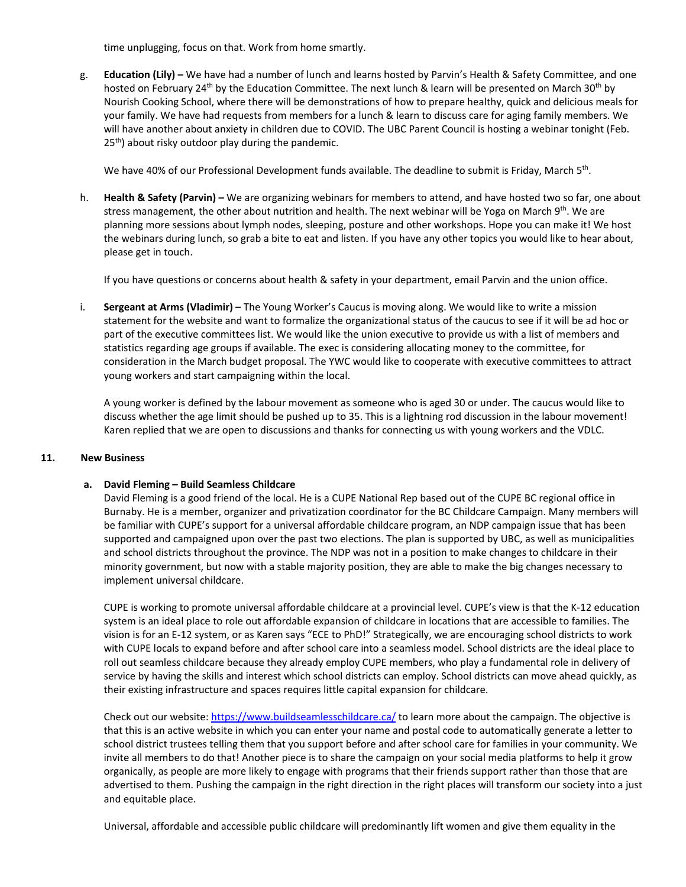time unplugging, focus on that. Work from home smartly.

g. **Education (Lily) –** We have had a number of lunch and learns hosted by Parvin's Health & Safety Committee, and one hosted on February 24th by the Education Committee. The next lunch & learn will be presented on March 30th by Nourish Cooking School, where there will be demonstrations of how to prepare healthy, quick and delicious meals for your family. We have had requests from members for a lunch & learn to discuss care for aging family members. We will have another about anxiety in children due to COVID. The UBC Parent Council is hosting a webinar tonight (Feb. 25th) about risky outdoor play during the pandemic.

   We have 40% of our Professional Development funds available. The deadline to submit is Friday, March 5th.

h. **Health & Safety (Parvin) –** We are organizing webinars for members to attend, and have hosted two so far, one about stress management, the other about nutrition and health. The next webinar will be Yoga on March 9th. We are planning more sessions about lymph nodes, sleeping, posture and other workshops. Hope you can make it! We host the webinars during lunch, so grab a bite to eat and listen. If you have any other topics you would like to hear about, please get in touch.

   If you have questions or concerns about health & safety in your department, email Parvin and the union office.

i. **Sergeant at Arms (Vladimir) –** The Young Worker's Caucus is moving along. We would like to write a mission statement for the website and want to formalize the organizational status of the caucus to see if it will be ad hoc or part of the executive committees list. We would like the union executive to provide us with a list of members and statistics regarding age groups if available. The exec is considering allocating money to the committee, for consideration in the March budget proposal. The YWC would like to cooperate with executive committees to attract young workers and start campaigning within the local.

   A young worker is defined by the labour movement as someone who is aged 30 or under. The caucus would like to discuss whether the age limit should be pushed up to 35. This is a lightning rod discussion in the labour movement! Karen replied that we are open to discussions and thanks for connecting us with young workers and the VDLC.

**11. New Business**

**a. David Fleming – Build Seamless Childcare**

David Fleming is a good friend of the local. He is a CUPE National Rep based out of the CUPE BC regional office in Burnaby. He is a member, organizer and privatization coordinator for the BC Childcare Campaign. Many members will be familiar with CUPE's support for a universal affordable childcare program, an NDP campaign issue that has been supported and campaigned upon over the past two elections. The plan is supported by UBC, as well as municipalities and school districts throughout the province. The NDP was not in a position to make changes to childcare in their minority government, but now with a stable majority position, they are able to make the big changes necessary to implement universal childcare.

CUPE is working to promote universal affordable childcare at a provincial level. CUPE's view is that the K-12 education system is an ideal place to role out affordable expansion of childcare in locations that are accessible to families. The vision is for an E-12 system, or as Karen says "ECE to PhD!" Strategically, we are encouraging school districts to work with CUPE locals to expand before and after school care into a seamless model. School districts are the ideal place to roll out seamless childcare because they already employ CUPE members, who play a fundamental role in delivery of service by having the skills and interest which school districts can employ. School districts can move ahead quickly, as their existing infrastructure and spaces requires little capital expansion for childcare.

Check out our website: https://www.buildseamlesschildcare.ca/ to learn more about the campaign. The objective is that this is an active website in which you can enter your name and postal code to automatically generate a letter to school district trustees telling them that you support before and after school care for families in your community. We invite all members to do that! Another piece is to share the campaign on your social media platforms to help it grow organically, as people are more likely to engage with programs that their friends support rather than those that are advertised to them. Pushing the campaign in the right direction in the right places will transform our society into a just and equitable place.

Universal, affordable and accessible public childcare will predominantly lift women and give them equality in the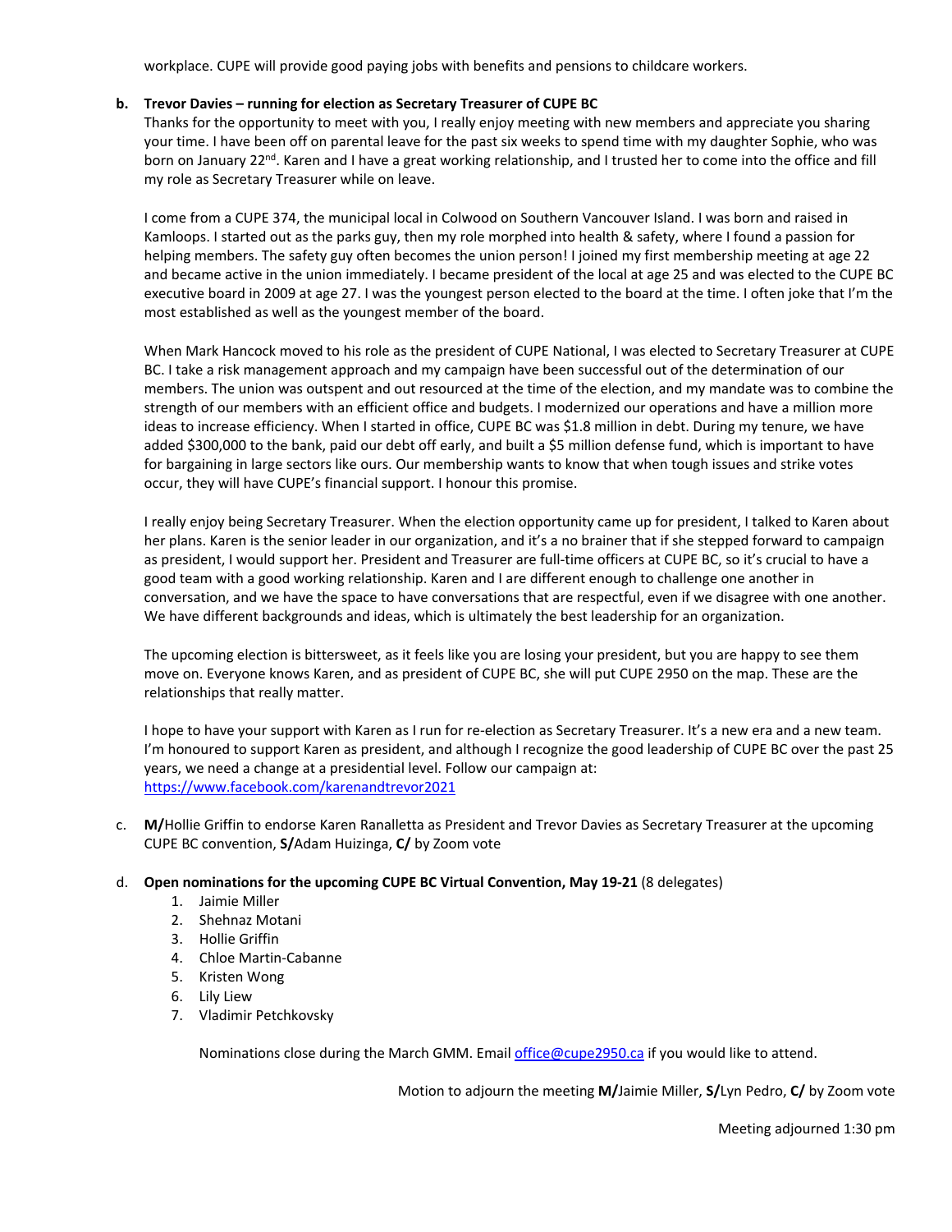workplace. CUPE will provide good paying jobs with benefits and pensions to childcare workers.

**b. Trevor Davies – running for election as Secretary Treasurer of CUPE BC**

Thanks for the opportunity to meet with you, I really enjoy meeting with new members and appreciate you sharing your time. I have been off on parental leave for the past six weeks to spend time with my daughter Sophie, who was born on January 22nd. Karen and I have a great working relationship, and I trusted her to come into the office and fill my role as Secretary Treasurer while on leave.

I come from a CUPE 374, the municipal local in Colwood on Southern Vancouver Island. I was born and raised in Kamloops. I started out as the parks guy, then my role morphed into health & safety, where I found a passion for helping members. The safety guy often becomes the union person! I joined my first membership meeting at age 22 and became active in the union immediately. I became president of the local at age 25 and was elected to the CUPE BC executive board in 2009 at age 27. I was the youngest person elected to the board at the time. I often joke that I'm the most established as well as the youngest member of the board.

When Mark Hancock moved to his role as the president of CUPE National, I was elected to Secretary Treasurer at CUPE BC. I take a risk management approach and my campaign have been successful out of the determination of our members. The union was outspent and out resourced at the time of the election, and my mandate was to combine the strength of our members with an efficient office and budgets. I modernized our operations and have a million more ideas to increase efficiency. When I started in office, CUPE BC was $1.8 million in debt. During my tenure, we have added $300,000 to the bank, paid our debt off early, and built a $5 million defense fund, which is important to have for bargaining in large sectors like ours. Our membership wants to know that when tough issues and strike votes occur, they will have CUPE's financial support. I honour this promise.

I really enjoy being Secretary Treasurer. When the election opportunity came up for president, I talked to Karen about her plans. Karen is the senior leader in our organization, and it's a no brainer that if she stepped forward to campaign as president, I would support her. President and Treasurer are full-time officers at CUPE BC, so it's crucial to have a good team with a good working relationship. Karen and I are different enough to challenge one another in conversation, and we have the space to have conversations that are respectful, even if we disagree with one another. We have different backgrounds and ideas, which is ultimately the best leadership for an organization.

The upcoming election is bittersweet, as it feels like you are losing your president, but you are happy to see them move on. Everyone knows Karen, and as president of CUPE BC, she will put CUPE 2950 on the map. These are the relationships that really matter.

I hope to have your support with Karen as I run for re-election as Secretary Treasurer. It's a new era and a new team. I'm honoured to support Karen as president, and although I recognize the good leadership of CUPE BC over the past 25 years, we need a change at a presidential level. Follow our campaign at: https://www.facebook.com/karenandtrevor2021

c. **M/**Hollie Griffin to endorse Karen Ranalletta as President and Trevor Davies as Secretary Treasurer at the upcoming CUPE BC convention, **S/**Adam Huizinga, **C/** by Zoom vote

d. **Open nominations for the upcoming CUPE BC Virtual Convention, May 19-21** (8 delegates)

1. Jaimie Miller
2. Shehnaz Motani
3. Hollie Griffin
4. Chloe Martin-Cabanne
5. Kristen Wong
6. Lily Liew
7. Vladimir Petchkovsky

Nominations close during the March GMM. Email office@cupe2950.ca if you would like to attend.

Motion to adjourn the meeting **M/**Jaimie Miller, **S/**Lyn Pedro, **C/** by Zoom vote

Meeting adjourned 1:30 pm